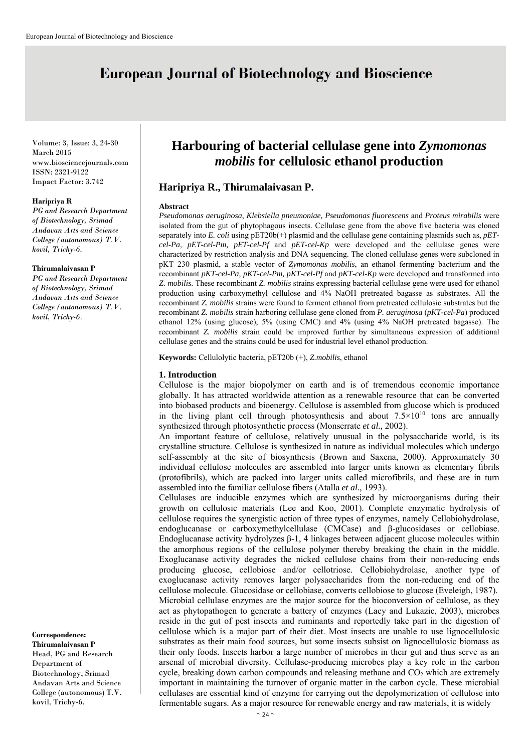# European Journal of Biotechnology and Bioscience

Volume: 3, Issue: 3, 24-30
March 2015
www.biosciencejournals.com
ISSN: 2321-9122
Impact Factor: 3.742

**Haripriya R**
*PG and Research Department of Biotechnology, Srimad Andavan Arts and Science College (autonomous) T.V. kovil, Trichy-6.*

**Thirumalaivasan P**
*PG and Research Department of Biotechnology, Srimad Andavan Arts and Science College (autonomous) T.V. kovil, Trichy-6.*

**Correspondence:**
**Thirumalaivasan P**
Head, PG and Research Department of Biotechnology, Srimad Andavan Arts and Science College (autonomous) T.V. kovil, Trichy-6.

## Harbouring of bacterial cellulase gene into *Zymomonas mobilis* for cellulosic ethanol production

### Haripriya R., Thirumalaivasan P.

**Abstract**

*Pseudomonas aeruginosa*, *Klebsiella pneumoniae, Pseudomonas fluorescens* and *Proteus mirabilis* were isolated from the gut of phytophagous insects. Cellulase gene from the above five bacteria was cloned separately into *E. coli* using pET20b(+) plasmid and the cellulase gene containing plasmids such as, *pET-cel-Pa*, *pET-cel-Pm, pET-cel-Pf* and *pET-cel-Kp* were developed and the cellulase genes were characterized by restriction analysis and DNA sequencing. The cloned cellulase genes were subcloned in pKT 230 plasmid, a stable vector of *Zymomonas mobilis*, an ethanol fermenting bacterium and the recombinant *pKT-cel-Pa, pKT-cel-Pm, pKT-cel-Pf* and *pKT-cel-Kp* were developed and transformed into *Z. mobilis.* These recombinant *Z. mobilis* strains expressing bacterial cellulase gene were used for ethanol production using carboxymethyl cellulose and 4% NaOH pretreated bagasse as substrates. All the recombinant *Z. mobilis* strains were found to ferment ethanol from pretreated cellulosic substrates but the recombinant *Z. mobilis* strain harboring cellulase gene cloned from *P. aeruginosa* (*pKT-cel-Pa*) produced ethanol 12% (using glucose), 5% (using CMC) and 4% (using 4% NaOH pretreated bagasse). The recombinant *Z. mobilis* strain could be improved further by simultaneous expression of additional cellulase genes and the strains could be used for industrial level ethanol production.

**Keywords:** Cellulolytic bacteria, pET20b (+), *Z.mobilis*, ethanol

### 1. Introduction

Cellulose is the major biopolymer on earth and is of tremendous economic importance globally. It has attracted worldwide attention as a renewable resource that can be converted into biobased products and bioenergy. Cellulose is assembled from glucose which is produced in the living plant cell through photosynthesis and about $7.5\times10^{10}$ tons are annually synthesized through photosynthetic process (Monserrate *et al.,* 2002).

An important feature of cellulose, relatively unusual in the polysaccharide world, is its crystalline structure. Cellulose is synthesized in nature as individual molecules which undergo self-assembly at the site of biosynthesis (Brown and Saxena, 2000). Approximately 30 individual cellulose molecules are assembled into larger units known as elementary fibrils (protofibrils), which are packed into larger units called microfibrils, and these are in turn assembled into the familiar cellulose fibers (Atalla *et al.,* 1993).

Cellulases are inducible enzymes which are synthesized by microorganisms during their growth on cellulosic materials (Lee and Koo, 2001). Complete enzymatic hydrolysis of cellulose requires the synergistic action of three types of enzymes, namely Cellobiohydrolase, endoglucanase or carboxymethylcellulase (CMCase) and β-glucosidases or cellobiase. Endoglucanase activity hydrolyzes β-1, 4 linkages between adjacent glucose molecules within the amorphous regions of the cellulose polymer thereby breaking the chain in the middle. Exoglucanase activity degrades the nicked cellulose chains from their non-reducing ends producing glucose, cellobiose and/or cellotriose. Cellobiohydrolase, another type of exoglucanase activity removes larger polysaccharides from the non-reducing end of the cellulose molecule. Glucosidase or cellobiase, converts cellobiose to glucose (Eveleigh, 1987).

Microbial cellulase enzymes are the major source for the bioconversion of cellulose, as they act as phytopathogen to generate a battery of enzymes (Lacy and Lukazic, 2003), microbes reside in the gut of pest insects and ruminants and reportedly take part in the digestion of cellulose which is a major part of their diet. Most insects are unable to use lignocellulosic substrates as their main food sources, but some insects subsist on lignocellulosic biomass as their only foods. Insects harbor a large number of microbes in their gut and thus serve as an arsenal of microbial diversity. Cellulase-producing microbes play a key role in the carbon cycle, breaking down carbon compounds and releasing methane and $CO_2$ which are extremely important in maintaining the turnover of organic matter in the carbon cycle. These microbial cellulases are essential kind of enzyme for carrying out the depolymerization of cellulose into fermentable sugars. As a major resource for renewable energy and raw materials, it is widely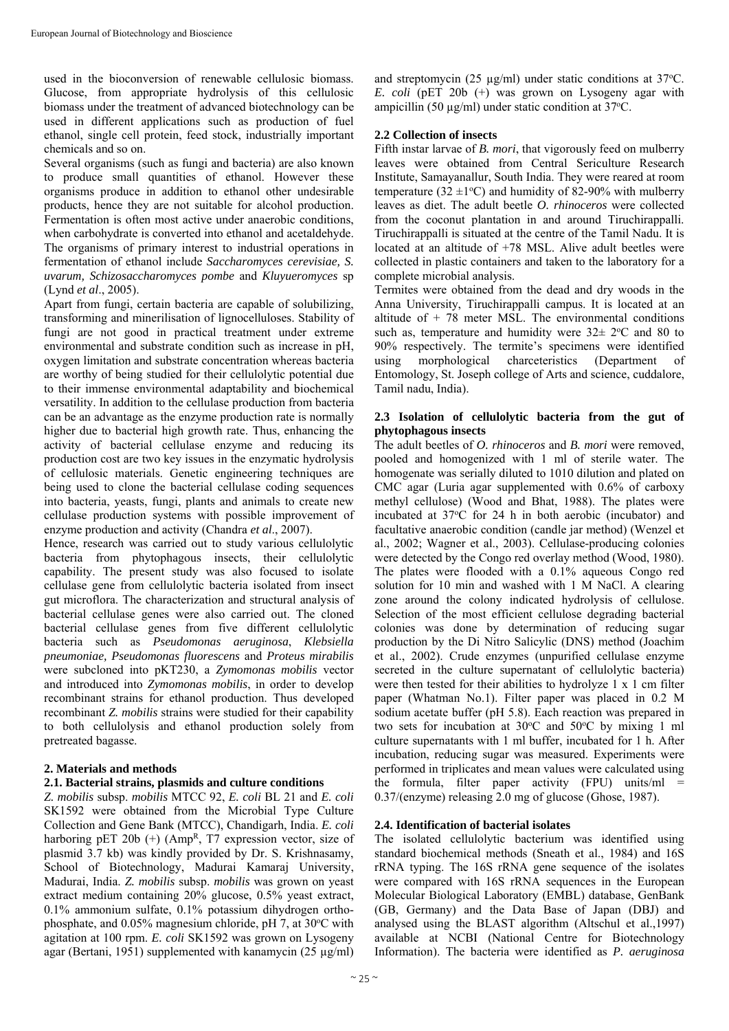used in the bioconversion of renewable cellulosic biomass. Glucose, from appropriate hydrolysis of this cellulosic biomass under the treatment of advanced biotechnology can be used in different applications such as production of fuel ethanol, single cell protein, feed stock, industrially important chemicals and so on.

Several organisms (such as fungi and bacteria) are also known to produce small quantities of ethanol. However these organisms produce in addition to ethanol other undesirable products, hence they are not suitable for alcohol production. Fermentation is often most active under anaerobic conditions, when carbohydrate is converted into ethanol and acetaldehyde. The organisms of primary interest to industrial operations in fermentation of ethanol include *Saccharomyces cerevisiae, S. uvarum, Schizosaccharomyces pombe* and *Kluyueromyces* sp (Lynd *et al*., 2005).

Apart from fungi, certain bacteria are capable of solubilizing, transforming and minerilisation of lignocelluloses. Stability of fungi are not good in practical treatment under extreme environmental and substrate condition such as increase in pH, oxygen limitation and substrate concentration whereas bacteria are worthy of being studied for their cellulolytic potential due to their immense environmental adaptability and biochemical versatility. In addition to the cellulase production from bacteria can be an advantage as the enzyme production rate is normally higher due to bacterial high growth rate. Thus, enhancing the activity of bacterial cellulase enzyme and reducing its production cost are two key issues in the enzymatic hydrolysis of cellulosic materials. Genetic engineering techniques are being used to clone the bacterial cellulase coding sequences into bacteria, yeasts, fungi, plants and animals to create new cellulase production systems with possible improvement of enzyme production and activity (Chandra *et al*., 2007).

Hence, research was carried out to study various cellulolytic bacteria from phytophagous insects, their cellulolytic capability. The present study was also focused to isolate cellulase gene from cellulolytic bacteria isolated from insect gut microflora. The characterization and structural analysis of bacterial cellulase genes were also carried out. The cloned bacterial cellulase genes from five different cellulolytic bacteria such as *Pseudomonas aeruginosa*, *Klebsiella pneumoniae, Pseudomonas fluorescens* and *Proteus mirabilis* were subcloned into pKT230, a *Zymomonas mobilis* vector and introduced into *Zymomonas mobilis*, in order to develop recombinant strains for ethanol production. Thus developed recombinant *Z. mobilis* strains were studied for their capability to both cellulolysis and ethanol production solely from pretreated bagasse.

## 2. Materials and methods

### 2.1. Bacterial strains, plasmids and culture conditions

*Z. mobilis* subsp. *mobilis* MTCC 92, *E. coli* BL 21 and *E. coli* SK1592 were obtained from the Microbial Type Culture Collection and Gene Bank (MTCC), Chandigarh, India. *E. coli* harboring pET 20b (+) ($Amp^R$, T7 expression vector, size of plasmid 3.7 kb) was kindly provided by Dr. S. Krishnasamy, School of Biotechnology, Madurai Kamaraj University, Madurai, India. *Z. mobilis* subsp. *mobilis* was grown on yeast extract medium containing 20% glucose, 0.5% yeast extract, 0.1% ammonium sulfate, 0.1% potassium dihydrogen orthophosphate, and 0.05% magnesium chloride, pH 7, at 30°C with agitation at 100 rpm. *E. coli* SK1592 was grown on Lysogeny agar (Bertani, 1951) supplemented with kanamycin (25 µg/ml) and streptomycin (25 µg/ml) under static conditions at 37°C. *E. coli* (pET 20b (+) was grown on Lysogeny agar with ampicillin (50 µg/ml) under static condition at 37°C.

### 2.2 Collection of insects

Fifth instar larvae of *B. mori*, that vigorously feed on mulberry leaves were obtained from Central Sericulture Research Institute, Samayanallur, South India. They were reared at room temperature (32 ±1°C) and humidity of 82-90% with mulberry leaves as diet. The adult beetle *O. rhinoceros* were collected from the coconut plantation in and around Tiruchirappalli. Tiruchirappalli is situated at the centre of the Tamil Nadu. It is located at an altitude of +78 MSL. Alive adult beetles were collected in plastic containers and taken to the laboratory for a complete microbial analysis.

Termites were obtained from the dead and dry woods in the Anna University, Tiruchirappalli campus. It is located at an altitude of + 78 meter MSL. The environmental conditions such as, temperature and humidity were 32± 2°C and 80 to 90% respectively. The termite's specimens were identified using morphological charceteristics (Department of Entomology, St. Joseph college of Arts and science, cuddalore, Tamil nadu, India).

### 2.3 Isolation of cellulolytic bacteria from the gut of phytophagous insects

The adult beetles of *O. rhinoceros* and *B. mori* were removed, pooled and homogenized with 1 ml of sterile water. The homogenate was serially diluted to 1010 dilution and plated on CMC agar (Luria agar supplemented with 0.6% of carboxy methyl cellulose) (Wood and Bhat, 1988). The plates were incubated at 37°C for 24 h in both aerobic (incubator) and facultative anaerobic condition (candle jar method) (Wenzel et al., 2002; Wagner et al., 2003). Cellulase-producing colonies were detected by the Congo red overlay method (Wood, 1980). The plates were flooded with a 0.1% aqueous Congo red solution for 10 min and washed with 1 M NaCl. A clearing zone around the colony indicated hydrolysis of cellulose. Selection of the most efficient cellulose degrading bacterial colonies was done by determination of reducing sugar production by the Di Nitro Salicylic (DNS) method (Joachim et al., 2002). Crude enzymes (unpurified cellulase enzyme secreted in the culture supernatant of cellulolytic bacteria) were then tested for their abilities to hydrolyze 1 x 1 cm filter paper (Whatman No.1). Filter paper was placed in 0.2 M sodium acetate buffer (pH 5.8). Each reaction was prepared in two sets for incubation at 30°C and 50°C by mixing 1 ml culture supernatants with 1 ml buffer, incubated for 1 h. After incubation, reducing sugar was measured. Experiments were performed in triplicates and mean values were calculated using the formula, filter paper activity (FPU) units/ml = 0.37/(enzyme) releasing 2.0 mg of glucose (Ghose, 1987).

### 2.4. Identification of bacterial isolates

The isolated cellulolytic bacterium was identified using standard biochemical methods (Sneath et al., 1984) and 16S rRNA typing. The 16S rRNA gene sequence of the isolates were compared with 16S rRNA sequences in the European Molecular Biological Laboratory (EMBL) database, GenBank (GB, Germany) and the Data Base of Japan (DBJ) and analysed using the BLAST algorithm (Altschul et al.,1997) available at NCBI (National Centre for Biotechnology Information). The bacteria were identified as *P. aeruginosa*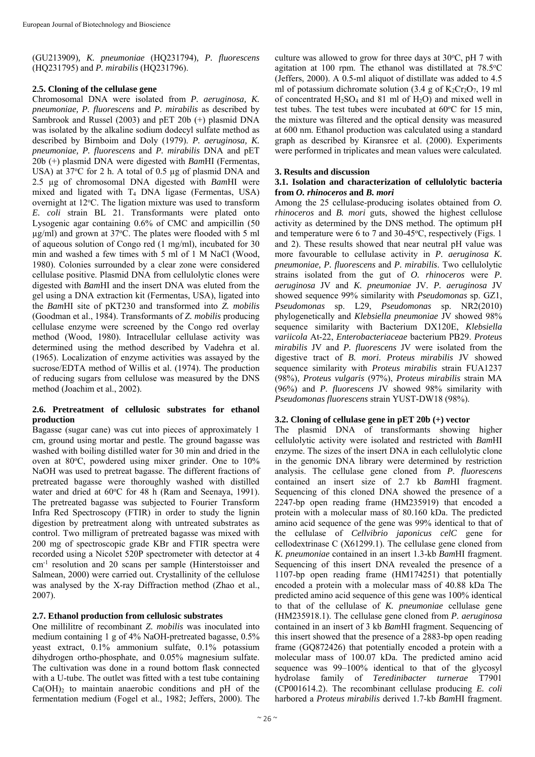(GU213909), *K. pneumoniae* (HQ231794), *P. fluorescens* (HQ231795) and *P. mirabilis* (HQ231796).

### 2.5. Cloning of the cellulase gene

Chromosomal DNA were isolated from *P. aeruginosa, K. pneumoniae, P. fluorescens* and *P. mirabilis* as described by Sambrook and Russel (2003) and pET 20b (+) plasmid DNA was isolated by the alkaline sodium dodecyl sulfate method as described by Birnboim and Doly (1979). *P. aeruginosa, K. pneumoniae, P. fluorescens* and *P. mirabilis* DNA and pET 20b (+) plasmid DNA were digested with *Bam*HI (Fermentas, USA) at 37°C for 2 h. A total of 0.5 µg of plasmid DNA and 2.5 µg of chromosomal DNA digested with *Bam*HI were mixed and ligated with $T_4$ DNA ligase (Fermentas, USA) overnight at 12°C. The ligation mixture was used to transform *E. coli* strain BL 21. Transformants were plated onto Lysogenic agar containing 0.6% of CMC and ampicillin (50 µg/ml) and grown at 37°C. The plates were flooded with 5 ml of aqueous solution of Congo red (1 mg/ml), incubated for 30 min and washed a few times with 5 ml of 1 M NaCl (Wood, 1980). Colonies surrounded by a clear zone were considered cellulase positive. Plasmid DNA from cellulolytic clones were digested with *Bam*HI and the insert DNA was eluted from the gel using a DNA extraction kit (Fermentas, USA), ligated into the *Bam*HI site of pKT230 and transformed into *Z. mobilis* (Goodman et al., 1984). Transformants of *Z. mobilis* producing cellulase enzyme were screened by the Congo red overlay method (Wood, 1980). Intracellular cellulase activity was determined using the method described by Vadehra et al. (1965). Localization of enzyme activities was assayed by the sucrose/EDTA method of Willis et al. (1974). The production of reducing sugars from cellulose was measured by the DNS method (Joachim et al., 2002).

### 2.6. Pretreatment of cellulosic substrates for ethanol production

Bagasse (sugar cane) was cut into pieces of approximately 1 cm, ground using mortar and pestle. The ground bagasse was washed with boiling distilled water for 30 min and dried in the oven at 80°C, powdered using mixer grinder. One to 10% NaOH was used to pretreat bagasse. The different fractions of pretreated bagasse were thoroughly washed with distilled water and dried at 60°C for 48 h (Ram and Seenayya, 1991). The pretreated bagasse was subjected to Fourier Transform Infra Red Spectroscopy (FTIR) in order to study the lignin digestion by pretreatment along with untreated substrates as control. Two milligram of pretreated bagasse was mixed with 200 mg of spectroscopic grade KBr and FTIR spectra were recorded using a Nicolet 520P spectrometer with detector at 4 $cm^{-1}$ resolution and 20 scans per sample (Hinterstoisser and Salmean, 2000) were carried out. Crystallinity of the cellulose was analysed by the X-ray Diffraction method (Zhao et al., 2007).

### 2.7. Ethanol production from cellulosic substrates

One millilitre of recombinant *Z. mobilis* was inoculated into medium containing 1 g of 4% NaOH-pretreated bagasse, 0.5% yeast extract, 0.1% ammonium sulfate, 0.1% potassium dihydrogen ortho-phosphate, and 0.05% magnesium sulfate. The cultivation was done in a round bottom flask connected with a U-tube. The outlet was fitted with a test tube containing $Ca(OH)_2$ to maintain anaerobic conditions and pH of the fermentation medium (Fogel et al., 1982; Jeffers, 2000). The culture was allowed to grow for three days at 30°C, pH 7 with agitation at 100 rpm. The ethanol was distilled at 78.5°C (Jeffers, 2000). A 0.5-ml aliquot of distillate was added to 4.5 ml of potassium dichromate solution (3.4 g of $K_2Cr_2O_7$, 19 ml of concentrated $H_2SO_4$ and 81 ml of $H_2O$) and mixed well in test tubes. The test tubes were incubated at 60°C for 15 min, the mixture was filtered and the optical density was measured at 600 nm. Ethanol production was calculated using a standard graph as described by Kiransree et al. (2000). Experiments were performed in triplicates and mean values were calculated.

## 3. Results and discussion

### 3.1. Isolation and characterization of cellulolytic bacteria from *O. rhinoceros* and *B. mori*

Among the 25 cellulase-producing isolates obtained from *O. rhinoceros* and *B. mori* guts, showed the highest cellulose activity as determined by the DNS method. The optimum pH and temperature were 6 to 7 and 30-45°C, respectively (Figs. 1 and 2). These results showed that near neutral pH value was more favourable to cellulase activity in *P. aeruginosa K. pneumoniae, P. fluorescens* and *P. mirabilis*. Two cellulolytic strains isolated from the gut of *O. rhinoceros* were *P. aeruginosa* JV and *K. pneumoniae* JV. *P. aeruginosa* JV showed sequence 99% similarity with *Pseudomonas* sp. GZ1, *Pseudomonas* sp. L29, *Pseudomonas* sp. NR2(2010) phylogenetically and *Klebsiella pneumoniae* JV showed 98% sequence similarity with Bacterium DX120E, *Klebsiella variicola* At-22, *Enterobacteriaceae* bacterium PB29. *Proteus mirabilis* JV and *P. fluorescens* JV were isolated from the digestive tract of *B. mori*. *Proteus mirabilis* JV showed sequence similarity with *Proteus mirabilis* strain FUA1237 (98%), *Proteus vulgaris* (97%), *Proteus mirabilis* strain MA (96%) and *P. fluorescens* JV showed 98% similarity with *Pseudomonas fluorescens* strain YUST-DW18 (98%).

### 3.2. Cloning of cellulase gene in pET 20b (+) vector

The plasmid DNA of transformants showing higher cellulolytic activity were isolated and restricted with *Bam*HI enzyme. The sizes of the insert DNA in each cellulolytic clone in the genomic DNA library were determined by restriction analysis. The cellulase gene cloned from *P. fluorescens* contained an insert size of 2.7 kb *Bam*HI fragment. Sequencing of this cloned DNA showed the presence of a 2247-bp open reading frame (HM235919) that encoded a protein with a molecular mass of 80.160 kDa. The predicted amino acid sequence of the gene was 99% identical to that of the cellulase of *Cellvibrio japonicus celC* gene for cellodextrinase C (X61299.1). The cellulase gene cloned from *K. pneumoniae* contained in an insert 1.3-kb *Bam*HI fragment. Sequencing of this insert DNA revealed the presence of a 1107-bp open reading frame (HM174251) that potentially encoded a protein with a molecular mass of 40.88 kDa The predicted amino acid sequence of this gene was 100% identical to that of the cellulase of *K. pneumoniae* cellulase gene (HM235918.1). The cellulase gene cloned from *P. aeruginosa* contained in an insert of 3 kb *Bam*HI fragment. Sequencing of this insert showed that the presence of a 2883-bp open reading frame (GQ872426) that potentially encoded a protein with a molecular mass of 100.07 kDa. The predicted amino acid sequence was 99–100% identical to that of the glycosyl hydrolase family of *Teredinibacter turnerae* T7901 (CP001614.2). The recombinant cellulase producing *E. coli* harbored a *Proteus mirabilis* derived 1.7-kb *Bam*HI fragment.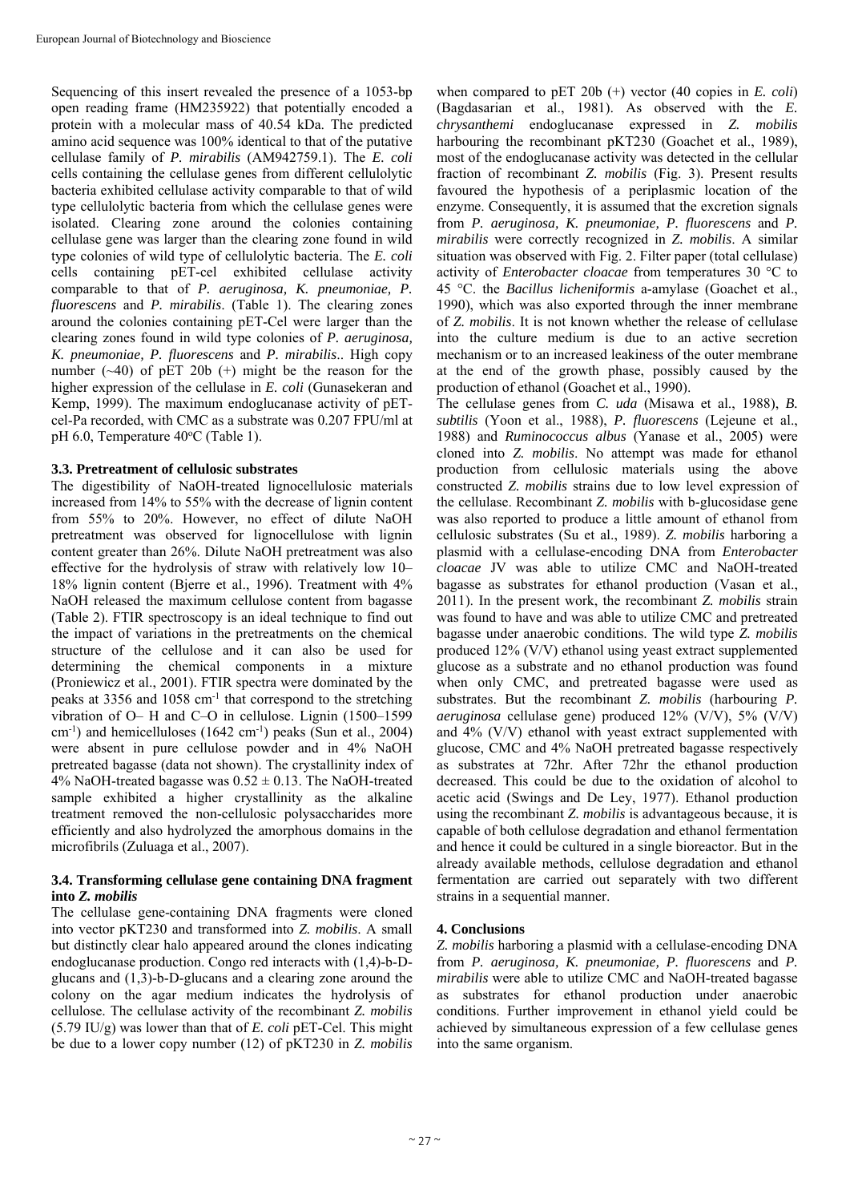Sequencing of this insert revealed the presence of a 1053-bp open reading frame (HM235922) that potentially encoded a protein with a molecular mass of 40.54 kDa. The predicted amino acid sequence was 100% identical to that of the putative cellulase family of *P. mirabilis* (AM942759.1). The *E. coli* cells containing the cellulase genes from different cellulolytic bacteria exhibited cellulase activity comparable to that of wild type cellulolytic bacteria from which the cellulase genes were isolated. Clearing zone around the colonies containing cellulase gene was larger than the clearing zone found in wild type colonies of wild type of cellulolytic bacteria. The *E. coli* cells containing pET-cel exhibited cellulase activity comparable to that of *P. aeruginosa, K. pneumoniae, P. fluorescens* and *P. mirabilis*. (Table 1). The clearing zones around the colonies containing pET-Cel were larger than the clearing zones found in wild type colonies of *P. aeruginosa, K. pneumoniae, P. fluorescens* and *P. mirabilis*.. High copy number (~40) of pET 20b (+) might be the reason for the higher expression of the cellulase in *E. coli* (Gunasekeran and Kemp, 1999). The maximum endoglucanase activity of pET-cel-Pa recorded, with CMC as a substrate was 0.207 FPU/ml at pH 6.0, Temperature 40°C (Table 1).

### 3.3. Pretreatment of cellulosic substrates

The digestibility of NaOH-treated lignocellulosic materials increased from 14% to 55% with the decrease of lignin content from 55% to 20%. However, no effect of dilute NaOH pretreatment was observed for lignocellulose with lignin content greater than 26%. Dilute NaOH pretreatment was also effective for the hydrolysis of straw with relatively low 10–18% lignin content (Bjerre et al., 1996). Treatment with 4% NaOH released the maximum cellulose content from bagasse (Table 2). FTIR spectroscopy is an ideal technique to find out the impact of variations in the pretreatments on the chemical structure of the cellulose and it can also be used for determining the chemical components in a mixture (Proniewicz et al., 2001). FTIR spectra were dominated by the peaks at 3356 and 1058 $cm^{-1}$ that correspond to the stretching vibration of O– H and C–O in cellulose. Lignin (1500–1599 $cm^{-1}$) and hemicelluloses (1642 $cm^{-1}$) peaks (Sun et al., 2004) were absent in pure cellulose powder and in 4% NaOH pretreated bagasse (data not shown). The crystallinity index of 4% NaOH-treated bagasse was $0.52 \pm 0.13$. The NaOH-treated sample exhibited a higher crystallinity as the alkaline treatment removed the non-cellulosic polysaccharides more efficiently and also hydrolyzed the amorphous domains in the microfibrils (Zuluaga et al., 2007).

### 3.4. Transforming cellulase gene containing DNA fragment into *Z. mobilis*

The cellulase gene-containing DNA fragments were cloned into vector pKT230 and transformed into *Z. mobilis*. A small but distinctly clear halo appeared around the clones indicating endoglucanase production. Congo red interacts with (1,4)-b-D-glucans and (1,3)-b-D-glucans and a clearing zone around the colony on the agar medium indicates the hydrolysis of cellulose. The cellulase activity of the recombinant *Z. mobilis* (5.79 IU/g) was lower than that of *E. coli* pET-Cel. This might be due to a lower copy number (12) of pKT230 in *Z. mobilis* when compared to pET 20b (+) vector (40 copies in *E. coli*) (Bagdasarian et al., 1981). As observed with the *E. chrysanthemi* endoglucanase expressed in *Z. mobilis* harbouring the recombinant pKT230 (Goachet et al., 1989), most of the endoglucanase activity was detected in the cellular fraction of recombinant *Z. mobilis* (Fig. 3). Present results favoured the hypothesis of a periplasmic location of the enzyme. Consequently, it is assumed that the excretion signals from *P. aeruginosa, K. pneumoniae, P. fluorescens* and *P. mirabilis* were correctly recognized in *Z. mobilis*. A similar situation was observed with Fig. 2. Filter paper (total cellulase) activity of *Enterobacter cloacae* from temperatures 30 °C to 45 °C. the *Bacillus licheniformis* a-amylase (Goachet et al., 1990), which was also exported through the inner membrane of *Z. mobilis*. It is not known whether the release of cellulase into the culture medium is due to an active secretion mechanism or to an increased leakiness of the outer membrane at the end of the growth phase, possibly caused by the production of ethanol (Goachet et al., 1990).

The cellulase genes from *C. uda* (Misawa et al., 1988), *B. subtilis* (Yoon et al., 1988), *P. fluorescens* (Lejeune et al., 1988) and *Ruminococcus albus* (Yanase et al., 2005) were cloned into *Z. mobilis*. No attempt was made for ethanol production from cellulosic materials using the above constructed *Z. mobilis* strains due to low level expression of the cellulase. Recombinant *Z. mobilis* with b-glucosidase gene was also reported to produce a little amount of ethanol from cellulosic substrates (Su et al., 1989). *Z. mobilis* harboring a plasmid with a cellulase-encoding DNA from *Enterobacter cloacae* JV was able to utilize CMC and NaOH-treated bagasse as substrates for ethanol production (Vasan et al., 2011). In the present work, the recombinant *Z. mobilis* strain was found to have and was able to utilize CMC and pretreated bagasse under anaerobic conditions. The wild type *Z. mobilis* produced 12% (V/V) ethanol using yeast extract supplemented glucose as a substrate and no ethanol production was found when only CMC, and pretreated bagasse were used as substrates. But the recombinant *Z. mobilis* (harbouring *P. aeruginosa* cellulase gene) produced 12% (V/V), 5% (V/V) and 4% (V/V) ethanol with yeast extract supplemented with glucose, CMC and 4% NaOH pretreated bagasse respectively as substrates at 72hr. After 72hr the ethanol production decreased. This could be due to the oxidation of alcohol to acetic acid (Swings and De Ley, 1977). Ethanol production using the recombinant *Z. mobilis* is advantageous because, it is capable of both cellulose degradation and ethanol fermentation and hence it could be cultured in a single bioreactor. But in the already available methods, cellulose degradation and ethanol fermentation are carried out separately with two different strains in a sequential manner.

## 4. Conclusions

*Z. mobilis* harboring a plasmid with a cellulase-encoding DNA from *P. aeruginosa, K. pneumoniae, P. fluorescens* and *P. mirabilis* were able to utilize CMC and NaOH-treated bagasse as substrates for ethanol production under anaerobic conditions. Further improvement in ethanol yield could be achieved by simultaneous expression of a few cellulase genes into the same organism.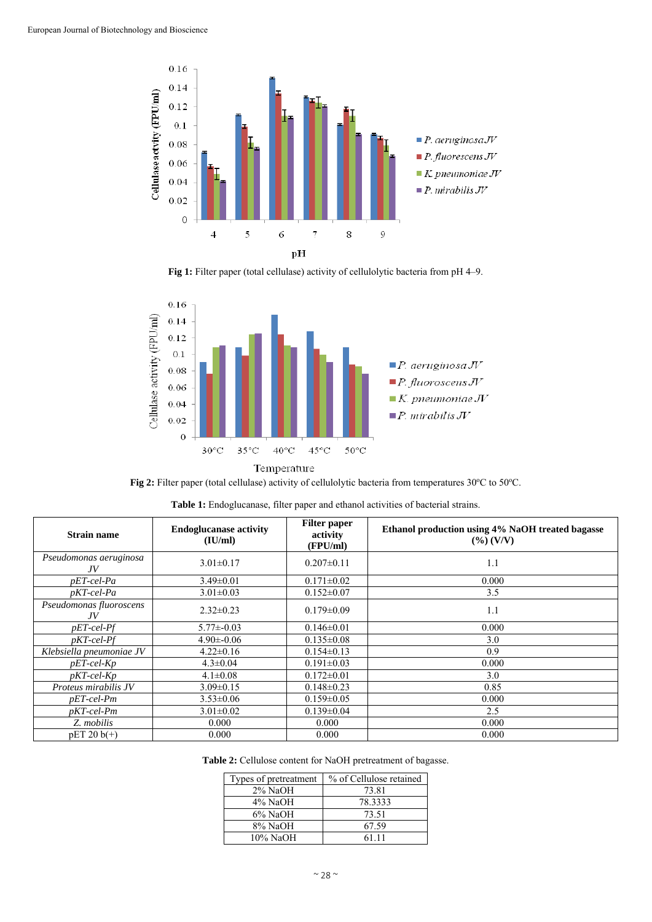Fig 1: Filter paper (total cellulase) activity of cellulolytic bacteria from pH 4–9.

Fig 2: Filter paper (total cellulase) activity of cellulolytic bacteria from temperatures 30ºC to 50ºC.

**Table 1:** Endoglucanase, filter paper and ethanol activities of bacterial strains.

| Strain name | Endoglucanase activity (IU/ml) | Filter paper activity (FPU/ml) | Ethanol production using 4% NaOH treated bagasse (%) (V/V) |
|---|---|---|---|
| *Pseudomonas aeruginosa JV* | 3.01±0.17 | 0.207±0.11 | 1.1 |
| *pET-cel-Pa* | 3.49±0.01 | 0.171±0.02 | 0.000 |
| *pKT-cel-Pa* | 3.01±0.03 | 0.152±0.07 | 3.5 |
| *Pseudomonas fluoroscens JV* | 2.32±0.23 | 0.179±0.09 | 1.1 |
| *pET-cel-Pf* | 5.77±-0.03 | 0.146±0.01 | 0.000 |
| *pKT-cel-Pf* | 4.90±-0.06 | 0.135±0.08 | 3.0 |
| *Klebsiella pneumoniae JV* | 4.22±0.16 | 0.154±0.13 | 0.9 |
| *pET-cel-Kp* | 4.3±0.04 | 0.191±0.03 | 0.000 |
| *pKT-cel-Kp* | 4.1±0.08 | 0.172±0.01 | 3.0 |
| *Proteus mirabilis JV* | 3.09±0.15 | 0.148±0.23 | 0.85 |
| *pET-cel-Pm* | 3.53±0.06 | 0.159±0.05 | 0.000 |
| *pKT-cel-Pm* | 3.01±0.02 | 0.139±0.04 | 2.5 |
| *Z. mobilis* | 0.000 | 0.000 | 0.000 |
| pET 20 b(+) | 0.000 | 0.000 | 0.000 |

**Table 2:** Cellulose content for NaOH pretreatment of bagasse.

| Types of pretreatment | % of Cellulose retained |
|---|---|
| 2% NaOH | 73.81 |
| 4% NaOH | 78.3333 |
| 6% NaOH | 73.51 |
| 8% NaOH | 67.59 |
| 10% NaOH | 61.11 |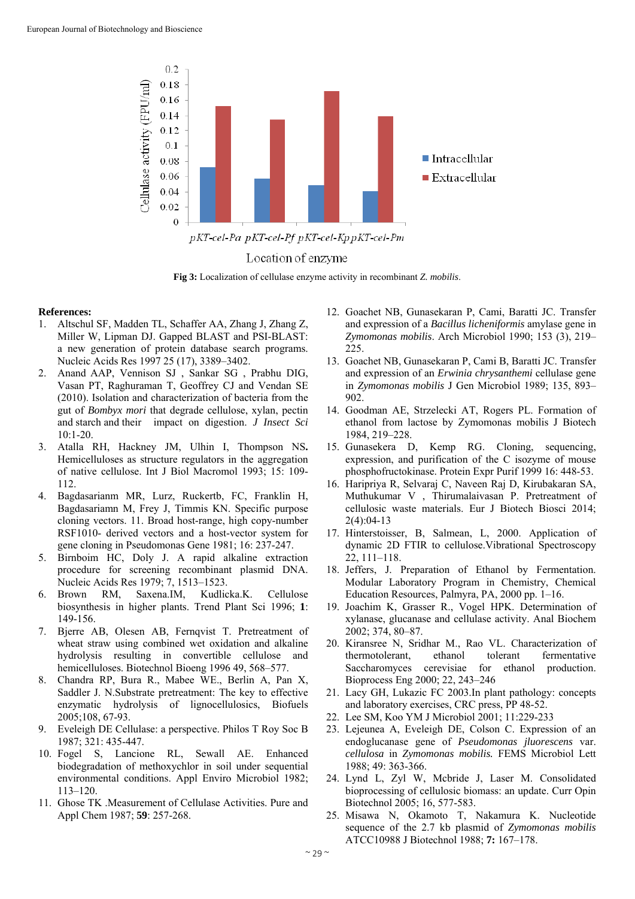**Fig 3:** Localization of cellulase enzyme activity in recombinant *Z. mobilis*.

**References:**

1. Altschul SF, Madden TL, Schaffer AA, Zhang J, Zhang Z, Miller W, Lipman DJ. Gapped BLAST and PSI-BLAST: a new generation of protein database search programs. Nucleic Acids Res 1997 25 (17), 3389–3402.
2. Anand AAP, Vennison SJ , Sankar SG , Prabhu DIG, Vasan PT, Raghuraman T, Geoffrey CJ and Vendan SE (2010). Isolation and characterization of bacteria from the gut of *Bombyx mori* that degrade cellulose, xylan, pectin and starch and their impact on digestion. *J Insect Sci* 10:1-20.
3. Atalla RH, Hackney JM, Ulhin I, Thompson NS**.** Hemicelluloses as structure regulators in the aggregation of native cellulose. Int J Biol Macromol 1993; 15: 109-112.
4. Bagdasarianm MR, Lurz, Ruckertb, FC, Franklin H, Bagdasariamn M, Frey J, Timmis KN. Specific purpose cloning vectors. 11. Broad host-range, high copy-number RSF1010- derived vectors and a host-vector system for gene cloning in Pseudomonas Gene 1981; 16: 237-247.
5. Birnboim HC, Doly J. A rapid alkaline extraction procedure for screening recombinant plasmid DNA. Nucleic Acids Res 1979; 7, 1513–1523.
6. Brown RM, Saxena.IM, Kudlicka.K. Cellulose biosynthesis in higher plants. Trend Plant Sci 1996; **1**: 149-156.
7. Bjerre AB, Olesen AB, Fernqvist T. Pretreatment of wheat straw using combined wet oxidation and alkaline hydrolysis resulting in convertible cellulose and hemicelluloses. Biotechnol Bioeng 1996 49, 568–577.
8. Chandra RP, Bura R., Mabee WE., Berlin A, Pan X, Saddler J. N.Substrate pretreatment: The key to effective enzymatic hydrolysis of lignocellulosics, Biofuels 2005;108, 67-93.
9. Eveleigh DE Cellulase: a perspective. Philos T Roy Soc B 1987; 321: 435-447.
10. Fogel S, Lancione RL, Sewall AE. Enhanced biodegradation of methoxychlor in soil under sequential environmental conditions. Appl Enviro Microbiol 1982; 113–120.
11. Ghose TK .Measurement of Cellulase Activities. Pure and Appl Chem 1987; **59**: 257-268.
12. Goachet NB, Gunasekaran P, Cami, Baratti JC. Transfer and expression of a *Bacillus licheniformis* amylase gene in *Zymomonas mobilis*. Arch Microbiol 1990; 153 (3), 219–225.
13. Goachet NB, Gunasekaran P, Cami B, Baratti JC. Transfer and expression of an *Erwinia chrysanthemi* cellulase gene in *Zymomonas mobilis* J Gen Microbiol 1989; 135, 893–902.
14. Goodman AE, Strzelecki AT, Rogers PL. Formation of ethanol from lactose by Zymomonas mobilis J Biotech 1984, 219–228.
15. Gunasekera D, Kemp RG. Cloning, sequencing, expression, and purification of the C isozyme of mouse phosphofructokinase. Protein Expr Purif 1999 16: 448-53.
16. Haripriya R, Selvaraj C, Naveen Raj D, Kirubakaran SA, Muthukumar V , Thirumalaivasan P. Pretreatment of cellulosic waste materials. Eur J Biotech Biosci 2014; 2(4):04-13
17. Hinterstoisser, B, Salmean, L, 2000. Application of dynamic 2D FTIR to cellulose.Vibrational Spectroscopy 22, 111–118.
18. Jeffers, J. Preparation of Ethanol by Fermentation. Modular Laboratory Program in Chemistry, Chemical Education Resources, Palmyra, PA, 2000 pp. 1–16.
19. Joachim K, Grasser R., Vogel HPK. Determination of xylanase, glucanase and cellulase activity. Anal Biochem 2002; 374, 80–87.
20. Kiransree N, Sridhar M., Rao VL. Characterization of thermotolerant, ethanol tolerant fermentative Saccharomyces cerevisiae for ethanol production. Bioprocess Eng 2000; 22, 243–246
21. Lacy GH, Lukazic FC 2003.In plant pathology: concepts and laboratory exercises, CRC press, PP 48-52.
22. Lee SM, Koo YM J Microbiol 2001; 11:229-233
23. Lejeunea A, Eveleigh DE, Colson C. Expression of an endoglucanase gene of *Pseudomonas jluorescens* var. *cellulosa* in *Zymomonas mobilis.* FEMS Microbiol Lett 1988; 49: 363-366.
24. Lynd L, Zyl W, Mcbride J, Laser M. Consolidated bioprocessing of cellulosic biomass: an update. Curr Opin Biotechnol 2005; 16, 577-583.
25. Misawa N, Okamoto T, Nakamura K. Nucleotide sequence of the 2.7 kb plasmid of *Zymomonas mobilis* ATCC10988 J Biotechnol 1988; **7:** 167–178.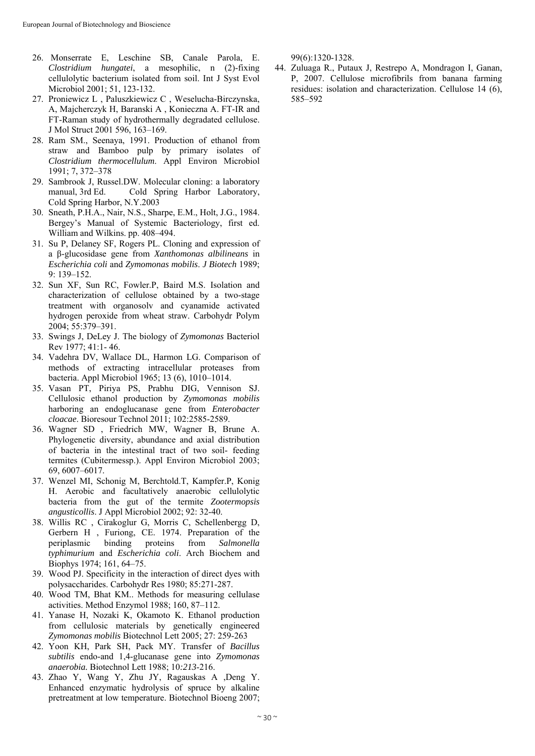26. Monserrate E, Leschine SB, Canale Parola, E. *Clostridium hungatei*, a mesophilic, n (2)-fixing cellulolytic bacterium isolated from soil. Int J Syst Evol Microbiol 2001; 51, 123-132.
27. Proniewicz L , Paluszkiewicz C , Weselucha-Birczynska, A, Majcherczyk H, Baranski A , Konieczna A. FT-IR and FT-Raman study of hydrothermally degradated cellulose. J Mol Struct 2001 596, 163–169.
28. Ram SM., Seenaya, 1991. Production of ethanol from straw and Bamboo pulp by primary isolates of *Clostridium thermocellulum*. Appl Environ Microbiol 1991; 7, 372–378
29. Sambrook J, Russel.DW. Molecular cloning: a laboratory manual, 3rd Ed. Cold Spring Harbor Laboratory, Cold Spring Harbor, N.Y.2003
30. Sneath, P.H.A., Nair, N.S., Sharpe, E.M., Holt, J.G., 1984. Bergey's Manual of Systemic Bacteriology, first ed. William and Wilkins. pp. 408–494.
31. Su P, Delaney SF, Rogers PL. Cloning and expression of a β-glucosidase gene from *Xanthomonas albilineans* in *Escherichia coli* and *Zymomonas mobilis*. *J Biotech* 1989; 9: 139–152.
32. Sun XF, Sun RC, Fowler.P, Baird M.S. Isolation and characterization of cellulose obtained by a two-stage treatment with organosolv and cyanamide activated hydrogen peroxide from wheat straw. Carbohydr Polym 2004; 55:379–391.
33. Swings J, DeLey J. The biology of *Zymomonas* Bacteriol Rev 1977; 41:1- 46.
34. Vadehra DV, Wallace DL, Harmon LG. Comparison of methods of extracting intracellular proteases from bacteria. Appl Microbiol 1965; 13 (6), 1010–1014.
35. Vasan PT, Piriya PS, Prabhu DIG, Vennison SJ. Cellulosic ethanol production by *Zymomonas mobilis* harboring an endoglucanase gene from *Enterobacter cloacae*. Bioresour Technol 2011; 102:2585-2589.
36. Wagner SD , Friedrich MW, Wagner B, Brune A. Phylogenetic diversity, abundance and axial distribution of bacteria in the intestinal tract of two soil- feeding termites (Cubitermessp.). Appl Environ Microbiol 2003; 69, 6007–6017.
37. Wenzel MI, Schonig M, Berchtold.T, Kampfer.P, Konig H. Aerobic and facultatively anaerobic cellulolytic bacteria from the gut of the termite *Zootermopsis angusticollis*. J Appl Microbiol 2002; 92: 32-40.
38. Willis RC , Cirakoglur G, Morris C, Schellenbergg D, Gerbern H , Furiong, CE. 1974. Preparation of the periplasmic binding proteins from *Salmonella typhimurium* and *Escherichia coli*. Arch Biochem and Biophys 1974; 161, 64–75.
39. Wood PJ. Specificity in the interaction of direct dyes with polysaccharides. Carbohydr Res 1980; 85:271-287.
40. Wood TM, Bhat KM.. Methods for measuring cellulase activities. Method Enzymol 1988; 160, 87–112.
41. Yanase H, Nozaki K, Okamoto K. Ethanol production from cellulosic materials by genetically engineered *Zymomonas mobilis* Biotechnol Lett 2005; 27: 259-263
42. Yoon KH, Park SH, Pack MY. Transfer of *Bacillus subtilis* endo-and 1,4-glucanase gene into *Zymomonas anaerobia*. Biotechnol Lett 1988; 10*:213*-216.
43. Zhao Y, Wang Y, Zhu JY, Ragauskas A ,Deng Y. Enhanced enzymatic hydrolysis of spruce by alkaline pretreatment at low temperature. Biotechnol Bioeng 2007; 99(6):1320-1328.
44. Zuluaga R., Putaux J, Restrepo A, Mondragon I, Ganan, P, 2007. Cellulose microfibrils from banana farming residues: isolation and characterization. Cellulose 14 (6), 585–592